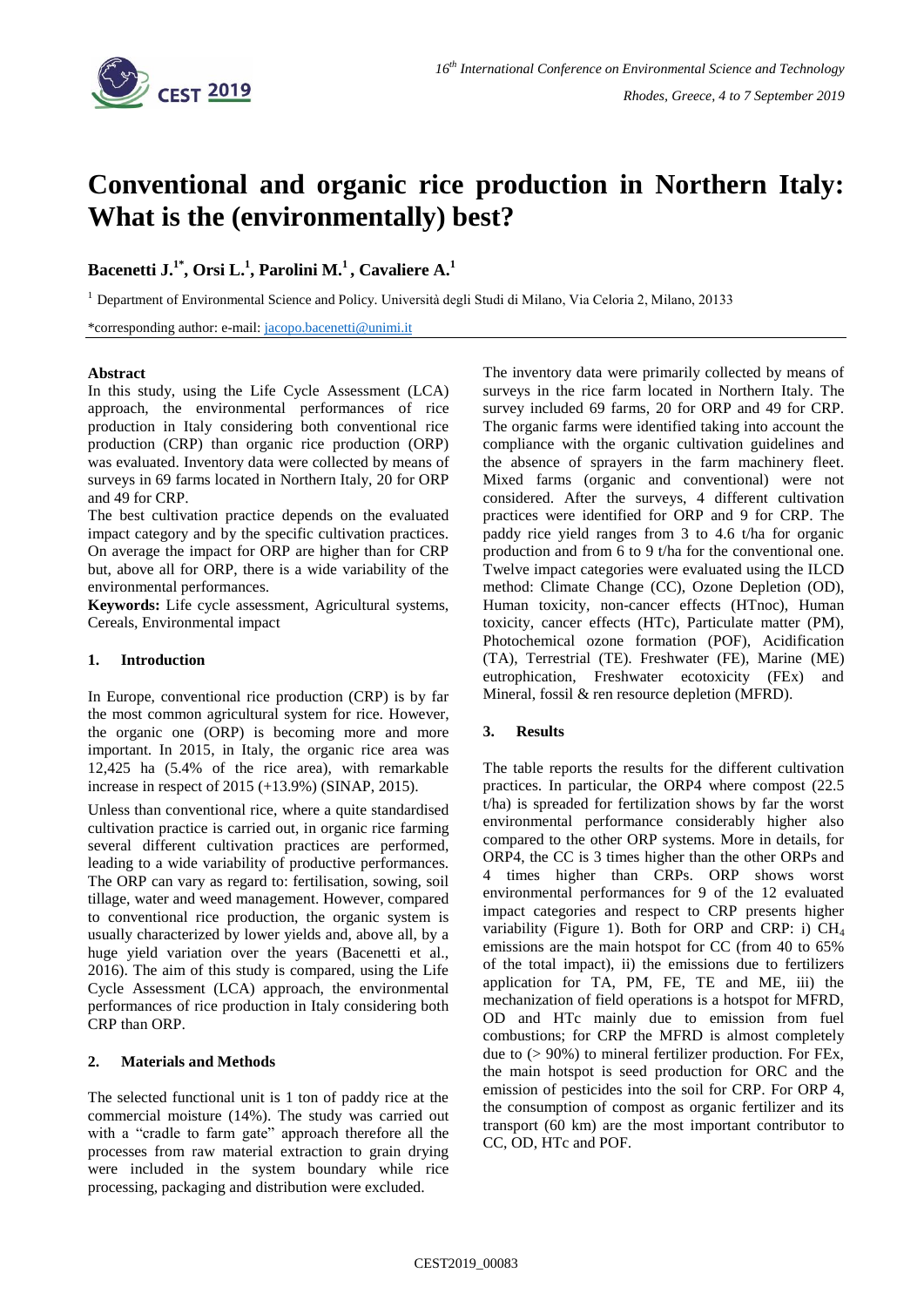# Conventional and organic rice production in Northern Italy: What is the (environmentally) best?

**Bacenetti J.[1*], Orsi L.[1], Parolini M.[1], Cavaliere A.[1]**

[1] Department of Environmental Science and Policy. Università degli Studi di Milano, Via Celoria 2, Milano, 20133

*corresponding author: e-mail: jacopo.bacenetti@unimi.it

### Abstract

In this study, using the Life Cycle Assessment (LCA) approach, the environmental performances of rice production in Italy considering both conventional rice production (CRP) than organic rice production (ORP) was evaluated. Inventory data were collected by means of surveys in 69 farms located in Northern Italy, 20 for ORP and 49 for CRP.

The best cultivation practice depends on the evaluated impact category and by the specific cultivation practices. On average the impact for ORP are higher than for CRP but, above all for ORP, there is a wide variability of the environmental performances.

**Keywords:** Life cycle assessment, Agricultural systems, Cereals, Environmental impact

## 1. Introduction

In Europe, conventional rice production (CRP) is by far the most common agricultural system for rice. However, the organic one (ORP) is becoming more and more important. In 2015, in Italy, the organic rice area was 12,425 ha (5.4% of the rice area), with remarkable increase in respect of 2015 (+13.9%) (SINAP, 2015).

Unless than conventional rice, where a quite standardised cultivation practice is carried out, in organic rice farming several different cultivation practices are performed, leading to a wide variability of productive performances. The ORP can vary as regard to: fertilisation, sowing, soil tillage, water and weed management. However, compared to conventional rice production, the organic system is usually characterized by lower yields and, above all, by a huge yield variation over the years (Bacenetti et al., 2016). The aim of this study is compared, using the Life Cycle Assessment (LCA) approach, the environmental performances of rice production in Italy considering both CRP than ORP.

## 2. Materials and Methods

The selected functional unit is 1 ton of paddy rice at the commercial moisture (14%). The study was carried out with a "cradle to farm gate" approach therefore all the processes from raw material extraction to grain drying were included in the system boundary while rice processing, packaging and distribution were excluded.

The inventory data were primarily collected by means of surveys in the rice farm located in Northern Italy. The survey included 69 farms, 20 for ORP and 49 for CRP. The organic farms were identified taking into account the compliance with the organic cultivation guidelines and the absence of sprayers in the farm machinery fleet. Mixed farms (organic and conventional) were not considered. After the surveys, 4 different cultivation practices were identified for ORP and 9 for CRP. The paddy rice yield ranges from 3 to 4.6 t/ha for organic production and from 6 to 9 t/ha for the conventional one. Twelve impact categories were evaluated using the ILCD method: Climate Change (CC), Ozone Depletion (OD), Human toxicity, non-cancer effects (HTnoc), Human toxicity, cancer effects (HTc), Particulate matter (PM), Photochemical ozone formation (POF), Acidification (TA), Terrestrial (TE). Freshwater (FE), Marine (ME) eutrophication, Freshwater ecotoxicity (FEx) and Mineral, fossil & ren resource depletion (MFRD).

## 3. Results

The table reports the results for the different cultivation practices. In particular, the ORP4 where compost (22.5 t/ha) is spreaded for fertilization shows by far the worst environmental performance considerably higher also compared to the other ORP systems. More in details, for ORP4, the CC is 3 times higher than the other ORPs and 4 times higher than CRPs. ORP shows worst environmental performances for 9 of the 12 evaluated impact categories and respect to CRP presents higher variability (Figure 1). Both for ORP and CRP: i) $CH_4$ emissions are the main hotspot for CC (from 40 to 65% of the total impact), ii) the emissions due to fertilizers application for TA, PM, FE, TE and ME, iii) the mechanization of field operations is a hotspot for MFRD, OD and HTc mainly due to emission from fuel combustions; for CRP the MFRD is almost completely due to (> 90%) to mineral fertilizer production. For FEx, the main hotspot is seed production for ORC and the emission of pesticides into the soil for CRP. For ORP 4, the consumption of compost as organic fertilizer and its transport (60 km) are the most important contributor to CC, OD, HTc and POF.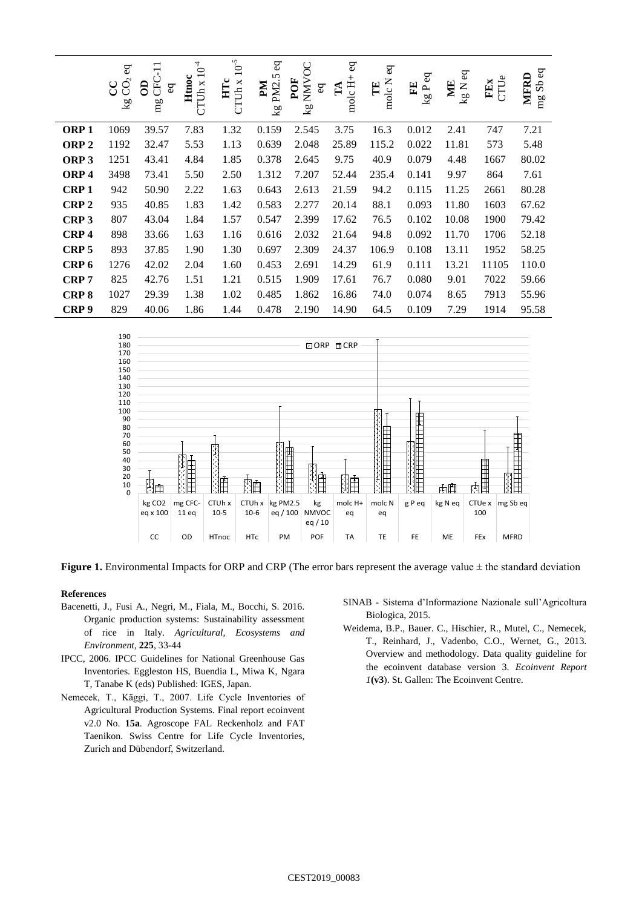| | CC kg $CO_2$ eq | OD mg CFC-11 eq | Htnoc CTUh x $10^{-4}$ | HTc CTUh x $10^{-5}$ | PM kg PM2.5 eq | POF kg NMVOC eq | TA molc H+ eq | TE molc N eq | FE kg P eq | ME kg N eq | FEx CTUe | MFRD mg Sb eq |
|---|---|---|---|---|---|---|---|---|---|---|---|---|
| **ORP 1** | 1069 | 39.57 | 7.83 | 1.32 | 0.159 | 2.545 | 3.75 | 16.3 | 0.012 | 2.41 | 747 | 7.21 |
| **ORP 2** | 1192 | 32.47 | 5.53 | 1.13 | 0.639 | 2.048 | 25.89 | 115.2 | 0.022 | 11.81 | 573 | 5.48 |
| **ORP 3** | 1251 | 43.41 | 4.84 | 1.85 | 0.378 | 2.645 | 9.75 | 40.9 | 0.079 | 4.48 | 1667 | 80.02 |
| **ORP 4** | 3498 | 73.41 | 5.50 | 2.50 | 1.312 | 7.207 | 52.44 | 235.4 | 0.141 | 9.97 | 864 | 7.61 |
| **CRP 1** | 942 | 50.90 | 2.22 | 1.63 | 0.643 | 2.613 | 21.59 | 94.2 | 0.115 | 11.25 | 2661 | 80.28 |
| **CRP 2** | 935 | 40.85 | 1.83 | 1.42 | 0.583 | 2.277 | 20.14 | 88.1 | 0.093 | 11.80 | 1603 | 67.62 |
| **CRP 3** | 807 | 43.04 | 1.84 | 1.57 | 0.547 | 2.399 | 17.62 | 76.5 | 0.102 | 10.08 | 1900 | 79.42 |
| **CRP 4** | 898 | 33.66 | 1.63 | 1.16 | 0.616 | 2.032 | 21.64 | 94.8 | 0.092 | 11.70 | 1706 | 52.18 |
| **CRP 5** | 893 | 37.85 | 1.90 | 1.30 | 0.697 | 2.309 | 24.37 | 106.9 | 0.108 | 13.11 | 1952 | 58.25 |
| **CRP 6** | 1276 | 42.02 | 2.04 | 1.60 | 0.453 | 2.691 | 14.29 | 61.9 | 0.111 | 13.21 | 11105 | 110.0 |
| **CRP 7** | 825 | 42.76 | 1.51 | 1.21 | 0.515 | 1.909 | 17.61 | 76.7 | 0.080 | 9.01 | 7022 | 59.66 |
| **CRP 8** | 1027 | 29.39 | 1.38 | 1.02 | 0.485 | 1.862 | 16.86 | 74.0 | 0.074 | 8.65 | 7913 | 55.96 |
| **CRP 9** | 829 | 40.06 | 1.86 | 1.44 | 0.478 | 2.190 | 14.90 | 64.5 | 0.109 | 7.29 | 1914 | 95.58 |

ORP CRP

190
180
170
160
150
140
130
120
110
100
90
80
70
60
50
40
30
20
10
0

kg CO2 eq x 100 | mg CFC-11 eq | CTUh x 10-5 | CTUh x 10-6 | kg PM2.5 eq / 100 | kg NMVOC eq / 10 | molc H+ eq | molc N eq | g P eq | kg N eq | CTUe x 100 | mg Sb eq

CC | OD | HTnoc | HTc | PM | POF | TA | TE | FE | ME | FEx | MFRD

**Figure 1.** Environmental Impacts for ORP and CRP (The error bars represent the average value ± the standard deviation

**References**

Bacenetti, J., Fusi A., Negri, M., Fiala, M., Bocchi, S. 2016. Organic production systems: Sustainability assessment of rice in Italy. *Agricultural, Ecosystems and Environment*, **225**, 33-44

IPCC, 2006. IPCC Guidelines for National Greenhouse Gas Inventories. Eggleston HS, Buendia L, Miwa K, Ngara T, Tanabe K (eds) Published: IGES, Japan.

Nemecek, T., Käggi, T., 2007. Life Cycle Inventories of Agricultural Production Systems. Final report ecoinvent v2.0 No. **15a**. Agroscope FAL Reckenholz and FAT Taenikon. Swiss Centre for Life Cycle Inventories, Zurich and Dübendorf, Switzerland.

SINAB - Sistema d'Informazione Nazionale sull'Agricoltura Biologica, 2015.

Weidema, B.P., Bauer. C., Hischier, R., Mutel, C., Nemecek, T., Reinhard, J., Vadenbo, C.O., Wernet, G., 2013. Overview and methodology. Data quality guideline for the ecoinvent database version 3. *Ecoinvent Report 1*(**v3**). St. Gallen: The Ecoinvent Centre.